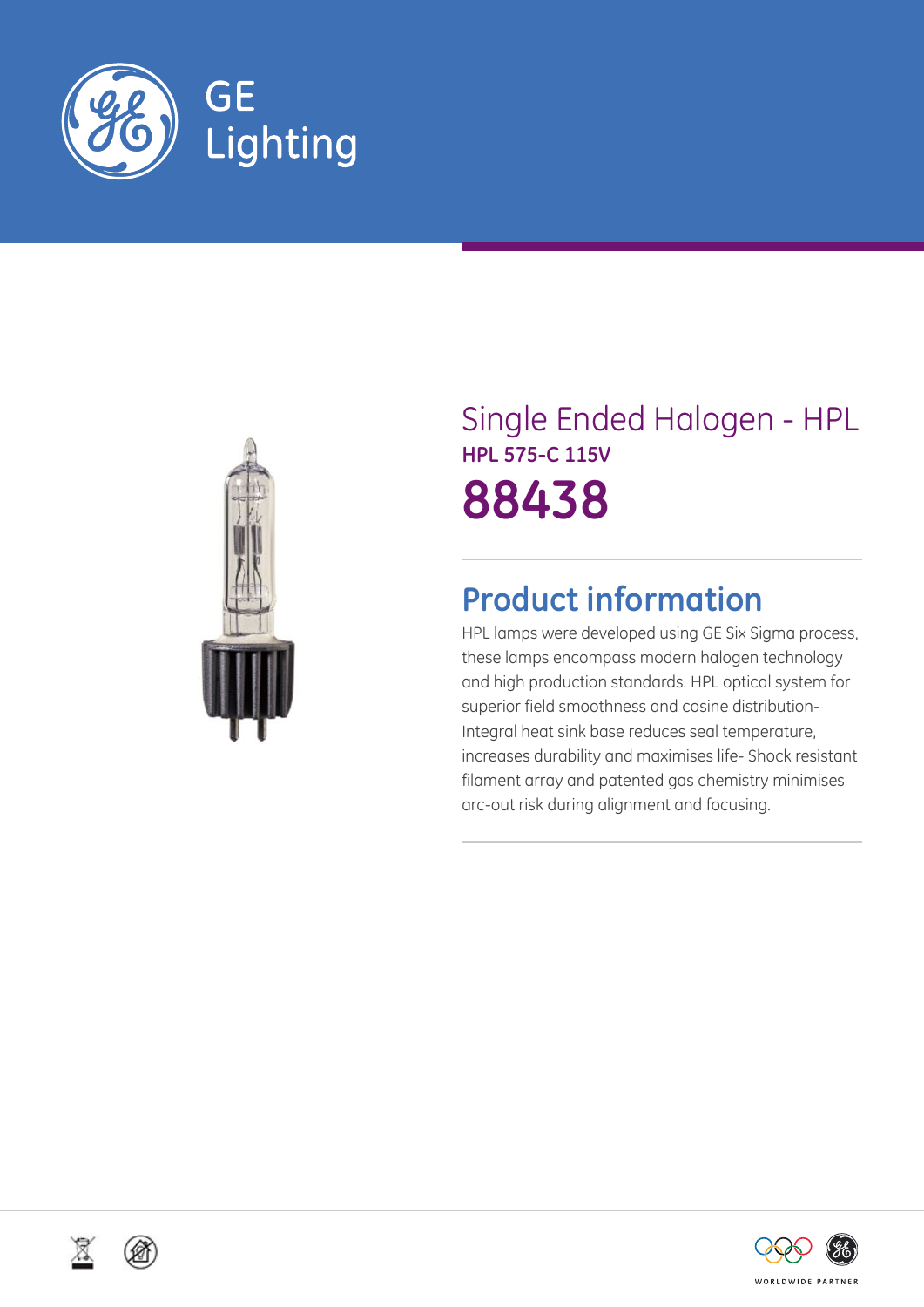GE Lighting

# Single Ended Halogen - HPL

**HPL 575-C 115V**

# 88438

## Product information

HPL lamps were developed using GE Six Sigma process, these lamps encompass modern halogen technology and high production standards. HPL optical system for superior field smoothness and cosine distribution- Integral heat sink base reduces seal temperature, increases durability and maximises life- Shock resistant filament array and patented gas chemistry minimises arc-out risk during alignment and focusing.

WORLDWIDE PARTNER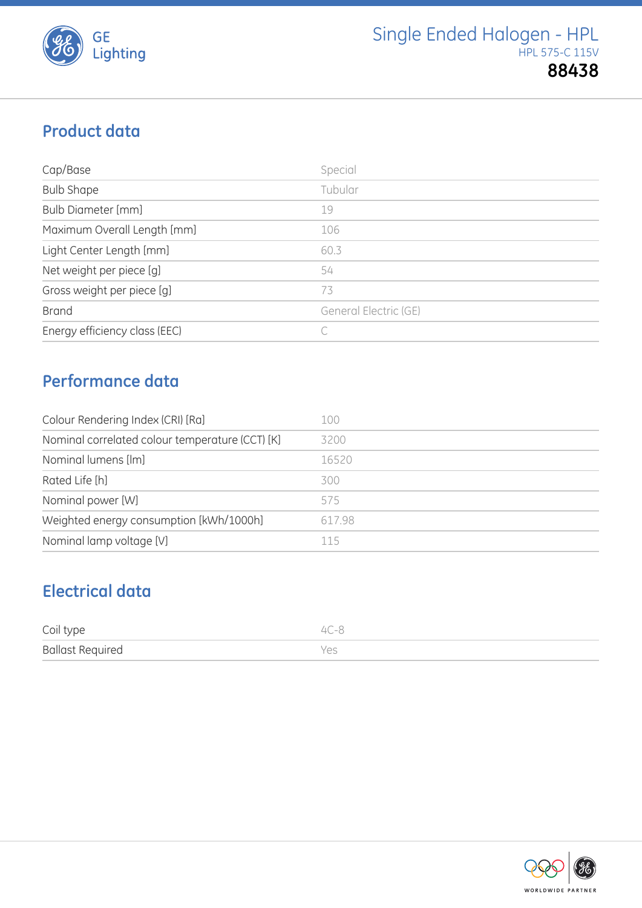# Single Ended Halogen - HPL

HPL 575-C 115V

**88438**

## Product data

| | |
|---|---|
| Cap/Base | Special |
| Bulb Shape | Tubular |
| Bulb Diameter [mm] | 19 |
| Maximum Overall Length [mm] | 106 |
| Light Center Length [mm] | 60.3 |
| Net weight per piece [g] | 54 |
| Gross weight per piece [g] | 73 |
| Brand | General Electric (GE) |
| Energy efficiency class (EEC) | C |

## Performance data

| | |
|---|---|
| Colour Rendering Index (CRI) [Ra] | 100 |
| Nominal correlated colour temperature (CCT) [K] | 3200 |
| Nominal lumens [lm] | 16520 |
| Rated Life [h] | 300 |
| Nominal power [W] | 575 |
| Weighted energy consumption [kWh/1000h] | 617.98 |
| Nominal lamp voltage [V] | 115 |

## Electrical data

| | |
|---|---|
| Coil type | 4C-8 |
| Ballast Required | Yes |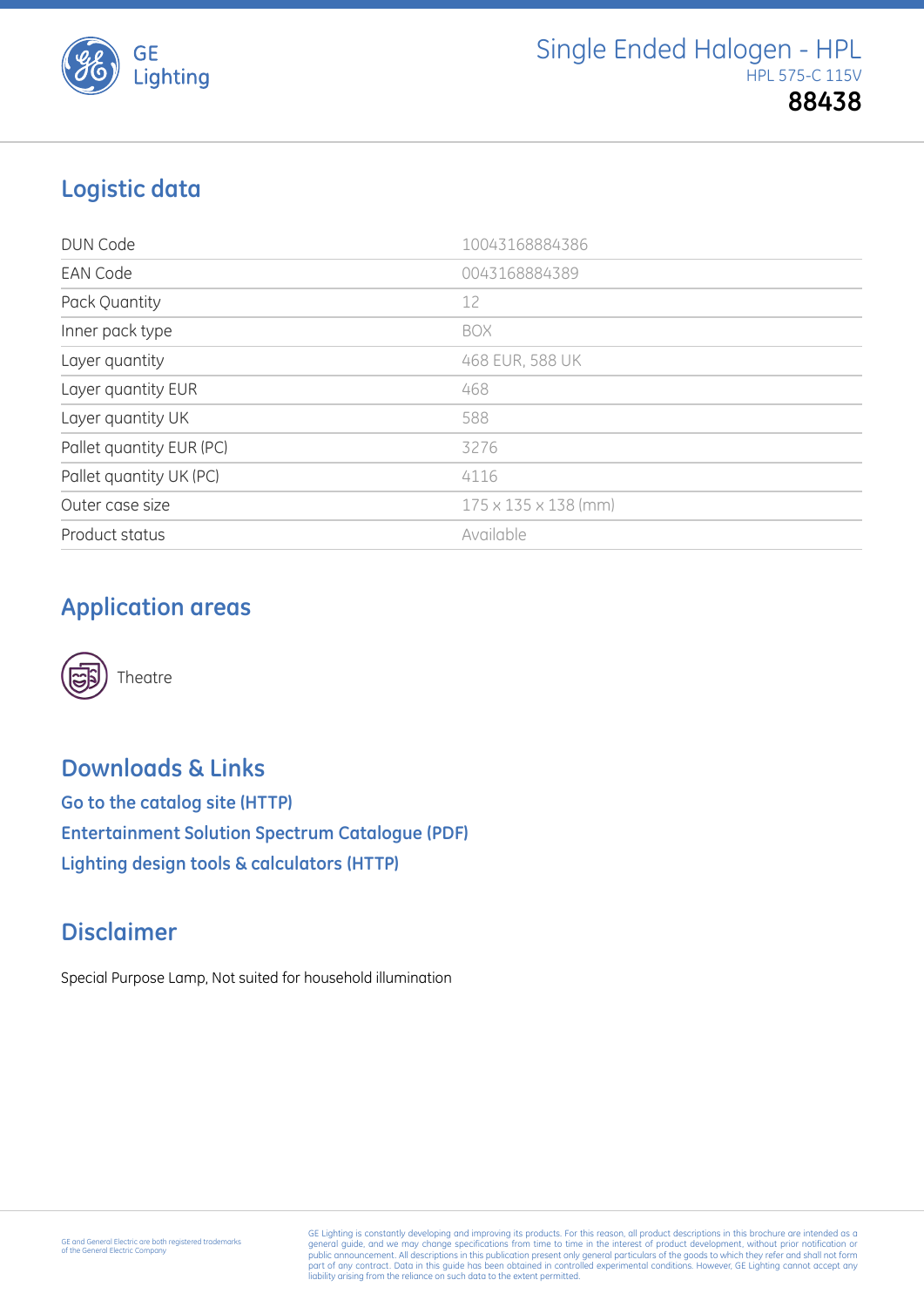# Single Ended Halogen - HPL

HPL 575-C 115V

**88438**

## Logistic data

| | |
|---|---|
| DUN Code | 10043168884386 |
| EAN Code | 0043168884389 |
| Pack Quantity | 12 |
| Inner pack type | BOX |
| Layer quantity | 468 EUR, 588 UK |
| Layer quantity EUR | 468 |
| Layer quantity UK | 588 |
| Pallet quantity EUR (PC) | 3276 |
| Pallet quantity UK (PC) | 4116 |
| Outer case size | 175 x 135 x 138 (mm) |
| Product status | Available |

## Application areas

Theatre

## Downloads & Links

**Go to the catalog site (HTTP)**

**Entertainment Solution Spectrum Catalogue (PDF)**

**Lighting design tools & calculators (HTTP)**

## Disclaimer

Special Purpose Lamp, Not suited for household illumination

GE and General Electric are both registered trademarks of the General Electric Company

GE Lighting is constantly developing and improving its products. For this reason, all product descriptions in this brochure are intended as a general guide, and we may change specifications from time to time in the interest of product development, without prior notification or public announcement. All descriptions in this publication present only general particulars of the goods to which they refer and shall not form part of any contract. Data in this guide has been obtained in controlled experimental conditions. However, GE Lighting cannot accept any liability arising from the reliance on such data to the extent permitted.